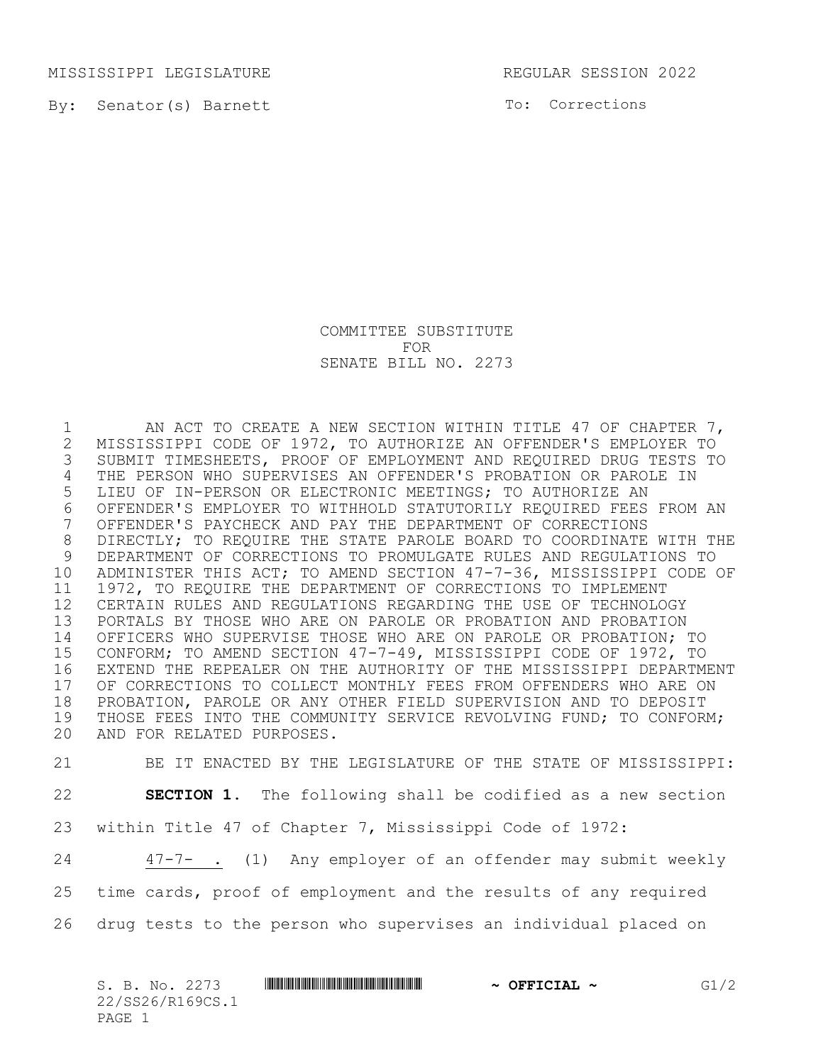MISSISSIPPI LEGISLATURE REGULAR SESSION 2022

By: Senator(s) Barnett

To: Corrections

COMMITTEE SUBSTITUTE
FOR
SENATE BILL NO. 2273

AN ACT TO CREATE A NEW SECTION WITHIN TITLE 47 OF CHAPTER 7, MISSISSIPPI CODE OF 1972, TO AUTHORIZE AN OFFENDER'S EMPLOYER TO SUBMIT TIMESHEETS, PROOF OF EMPLOYMENT AND REQUIRED DRUG TESTS TO THE PERSON WHO SUPERVISES AN OFFENDER'S PROBATION OR PAROLE IN LIEU OF IN-PERSON OR ELECTRONIC MEETINGS; TO AUTHORIZE AN OFFENDER'S EMPLOYER TO WITHHOLD STATUTORILY REQUIRED FEES FROM AN OFFENDER'S PAYCHECK AND PAY THE DEPARTMENT OF CORRECTIONS DIRECTLY; TO REQUIRE THE STATE PAROLE BOARD TO COORDINATE WITH THE DEPARTMENT OF CORRECTIONS TO PROMULGATE RULES AND REGULATIONS TO ADMINISTER THIS ACT; TO AMEND SECTION 47-7-36, MISSISSIPPI CODE OF 1972, TO REQUIRE THE DEPARTMENT OF CORRECTIONS TO IMPLEMENT CERTAIN RULES AND REGULATIONS REGARDING THE USE OF TECHNOLOGY PORTALS BY THOSE WHO ARE ON PAROLE OR PROBATION AND PROBATION OFFICERS WHO SUPERVISE THOSE WHO ARE ON PAROLE OR PROBATION; TO CONFORM; TO AMEND SECTION 47-7-49, MISSISSIPPI CODE OF 1972, TO EXTEND THE REPEALER ON THE AUTHORITY OF THE MISSISSIPPI DEPARTMENT OF CORRECTIONS TO COLLECT MONTHLY FEES FROM OFFENDERS WHO ARE ON PROBATION, PAROLE OR ANY OTHER FIELD SUPERVISION AND TO DEPOSIT THOSE FEES INTO THE COMMUNITY SERVICE REVOLVING FUND; TO CONFORM; AND FOR RELATED PURPOSES.

BE IT ENACTED BY THE LEGISLATURE OF THE STATE OF MISSISSIPPI:

**SECTION 1.** The following shall be codified as a new section within Title 47 of Chapter 7, Mississippi Code of 1972:

47-7- . (1) Any employer of an offender may submit weekly time cards, proof of employment and the results of any required drug tests to the person who supervises an individual placed on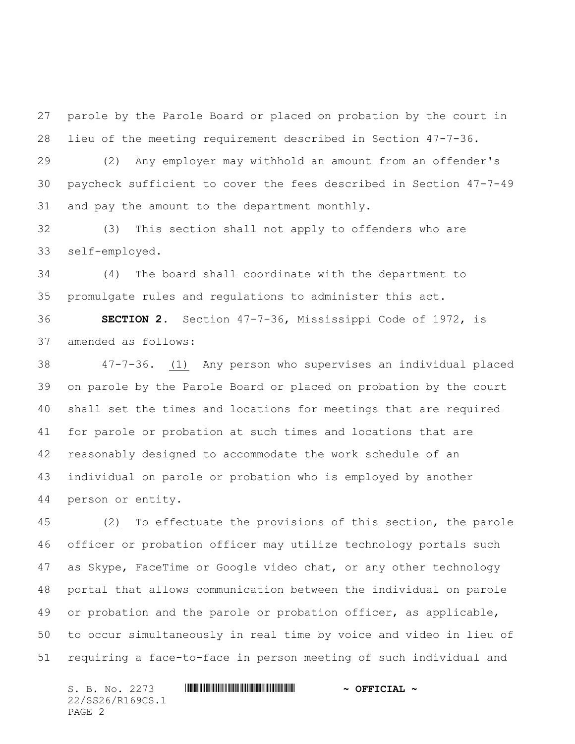parole by the Parole Board or placed on probation by the court in lieu of the meeting requirement described in Section 47-7-36.

(2) Any employer may withhold an amount from an offender's paycheck sufficient to cover the fees described in Section 47-7-49 and pay the amount to the department monthly.

(3) This section shall not apply to offenders who are self-employed.

(4) The board shall coordinate with the department to promulgate rules and regulations to administer this act.

**SECTION 2.** Section 47-7-36, Mississippi Code of 1972, is amended as follows:

47-7-36. (1) Any person who supervises an individual placed on parole by the Parole Board or placed on probation by the court shall set the times and locations for meetings that are required for parole or probation at such times and locations that are reasonably designed to accommodate the work schedule of an individual on parole or probation who is employed by another person or entity.

(2) To effectuate the provisions of this section, the parole officer or probation officer may utilize technology portals such as Skype, FaceTime or Google video chat, or any other technology portal that allows communication between the individual on parole or probation and the parole or probation officer, as applicable, to occur simultaneously in real time by voice and video in lieu of requiring a face-to-face in person meeting of such individual and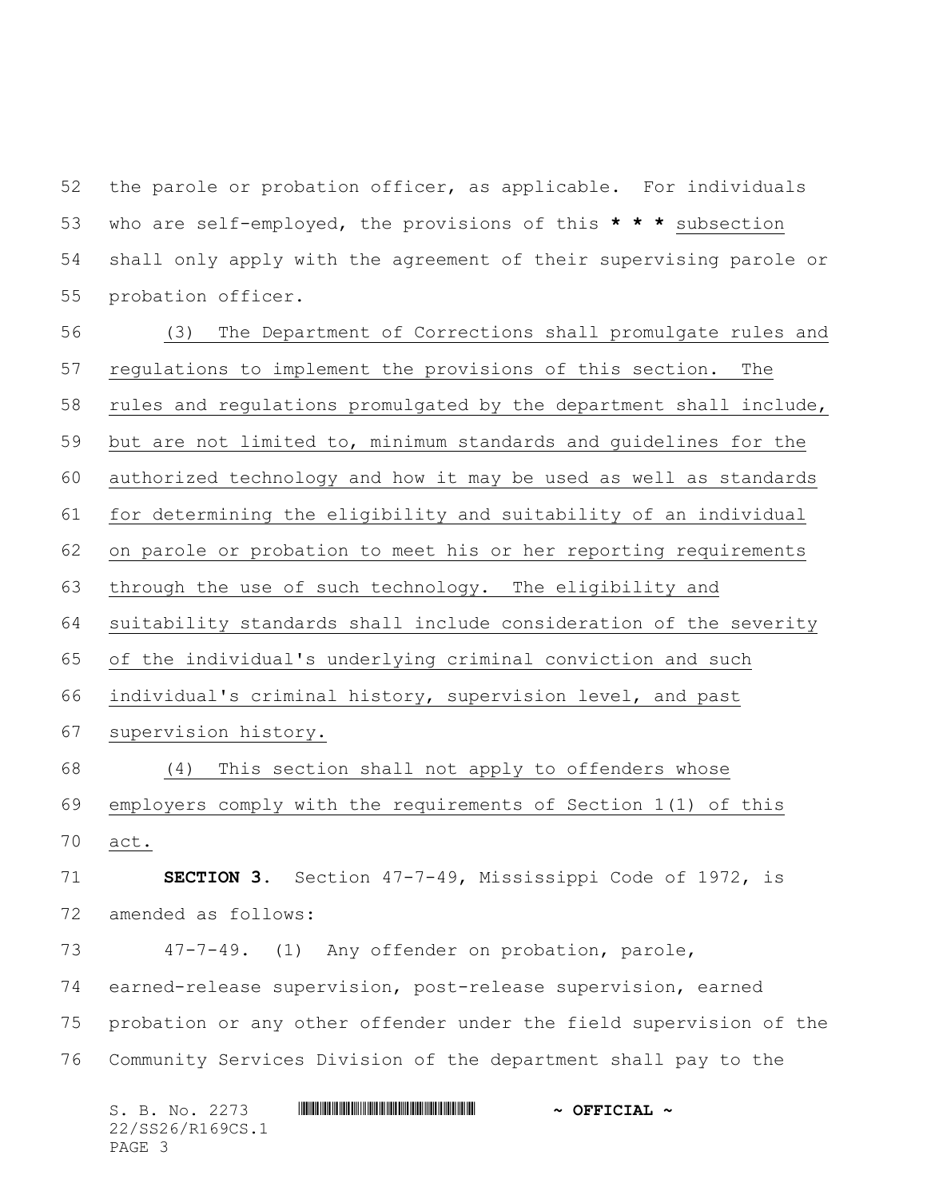the parole or probation officer, as applicable. For individuals who are self-employed, the provisions of this * * * subsection shall only apply with the agreement of their supervising parole or probation officer.

(3) The Department of Corrections shall promulgate rules and regulations to implement the provisions of this section. The rules and regulations promulgated by the department shall include, but are not limited to, minimum standards and guidelines for the authorized technology and how it may be used as well as standards for determining the eligibility and suitability of an individual on parole or probation to meet his or her reporting requirements through the use of such technology. The eligibility and suitability standards shall include consideration of the severity of the individual's underlying criminal conviction and such individual's criminal history, supervision level, and past supervision history.

(4) This section shall not apply to offenders whose employers comply with the requirements of Section 1(1) of this act.

**SECTION 3.** Section 47-7-49, Mississippi Code of 1972, is amended as follows:

47-7-49. (1) Any offender on probation, parole, earned-release supervision, post-release supervision, earned probation or any other offender under the field supervision of the Community Services Division of the department shall pay to the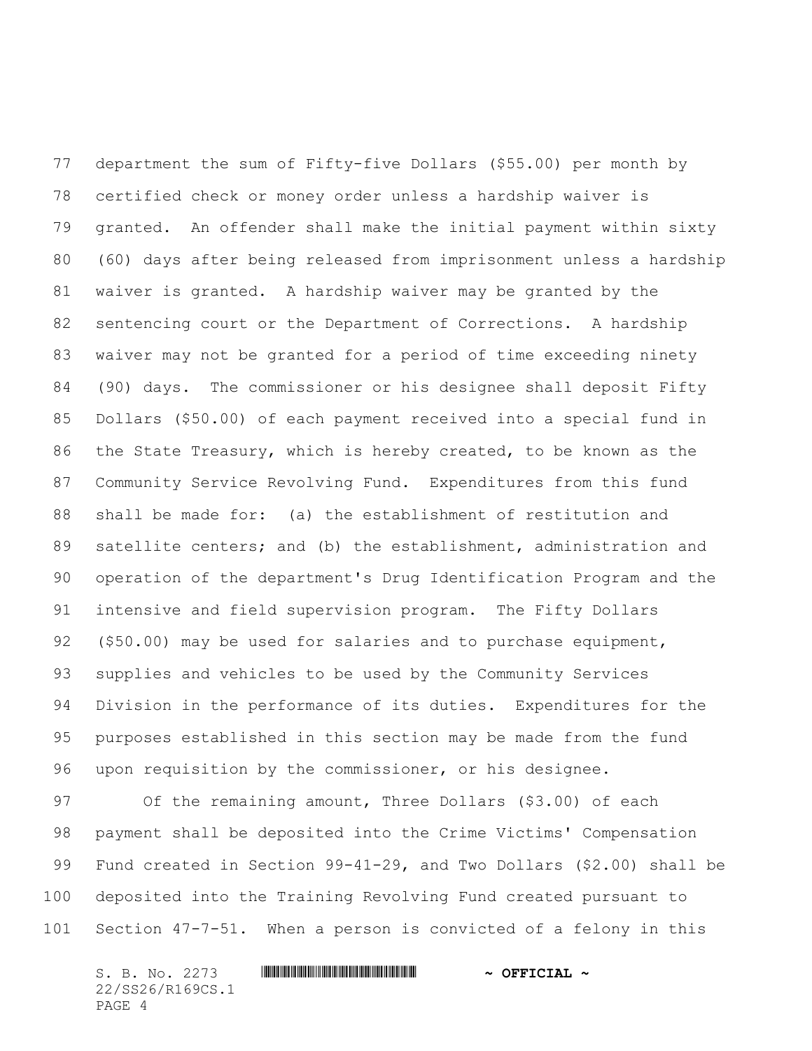department the sum of Fifty-five Dollars ($55.00) per month by certified check or money order unless a hardship waiver is granted. An offender shall make the initial payment within sixty (60) days after being released from imprisonment unless a hardship waiver is granted. A hardship waiver may be granted by the sentencing court or the Department of Corrections. A hardship waiver may not be granted for a period of time exceeding ninety (90) days. The commissioner or his designee shall deposit Fifty Dollars ($50.00) of each payment received into a special fund in the State Treasury, which is hereby created, to be known as the Community Service Revolving Fund. Expenditures from this fund shall be made for: (a) the establishment of restitution and satellite centers; and (b) the establishment, administration and operation of the department's Drug Identification Program and the intensive and field supervision program. The Fifty Dollars ($50.00) may be used for salaries and to purchase equipment, supplies and vehicles to be used by the Community Services Division in the performance of its duties. Expenditures for the purposes established in this section may be made from the fund upon requisition by the commissioner, or his designee.

Of the remaining amount, Three Dollars ($3.00) of each payment shall be deposited into the Crime Victims' Compensation Fund created in Section 99-41-29, and Two Dollars ($2.00) shall be deposited into the Training Revolving Fund created pursuant to Section 47-7-51. When a person is convicted of a felony in this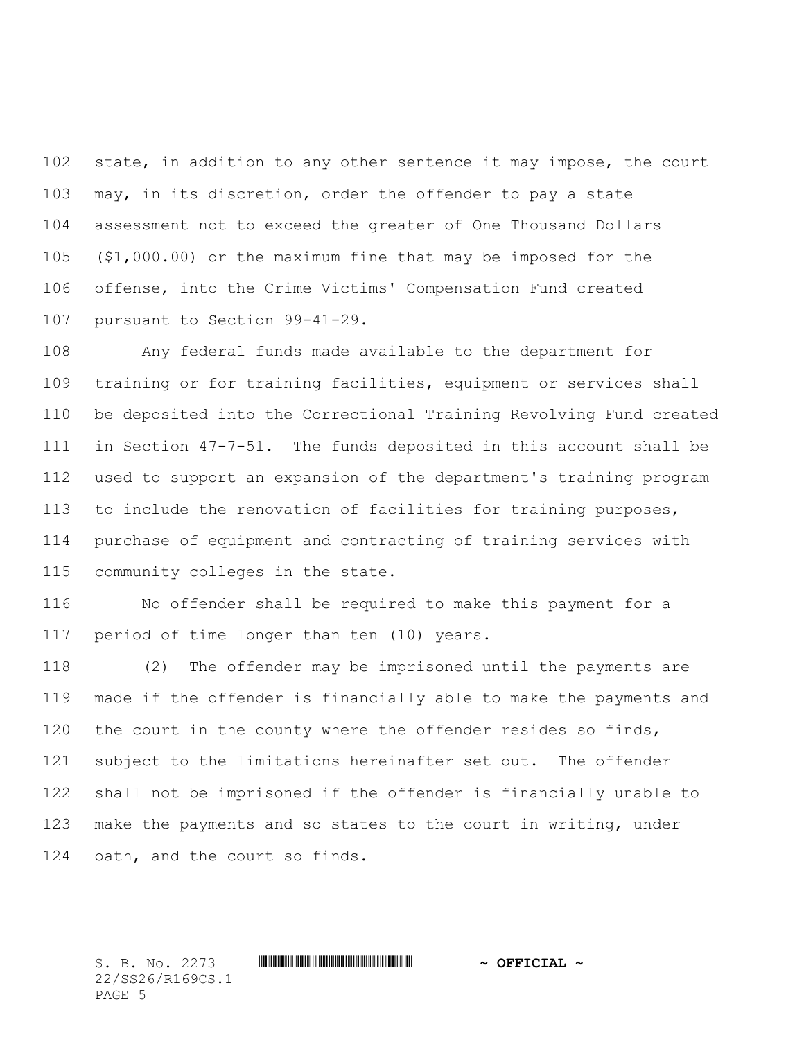state, in addition to any other sentence it may impose, the court may, in its discretion, order the offender to pay a state assessment not to exceed the greater of One Thousand Dollars ($1,000.00) or the maximum fine that may be imposed for the offense, into the Crime Victims' Compensation Fund created pursuant to Section 99-41-29.

Any federal funds made available to the department for training or for training facilities, equipment or services shall be deposited into the Correctional Training Revolving Fund created in Section 47-7-51. The funds deposited in this account shall be used to support an expansion of the department's training program to include the renovation of facilities for training purposes, purchase of equipment and contracting of training services with community colleges in the state.

No offender shall be required to make this payment for a period of time longer than ten (10) years.

(2) The offender may be imprisoned until the payments are made if the offender is financially able to make the payments and the court in the county where the offender resides so finds, subject to the limitations hereinafter set out. The offender shall not be imprisoned if the offender is financially unable to make the payments and so states to the court in writing, under oath, and the court so finds.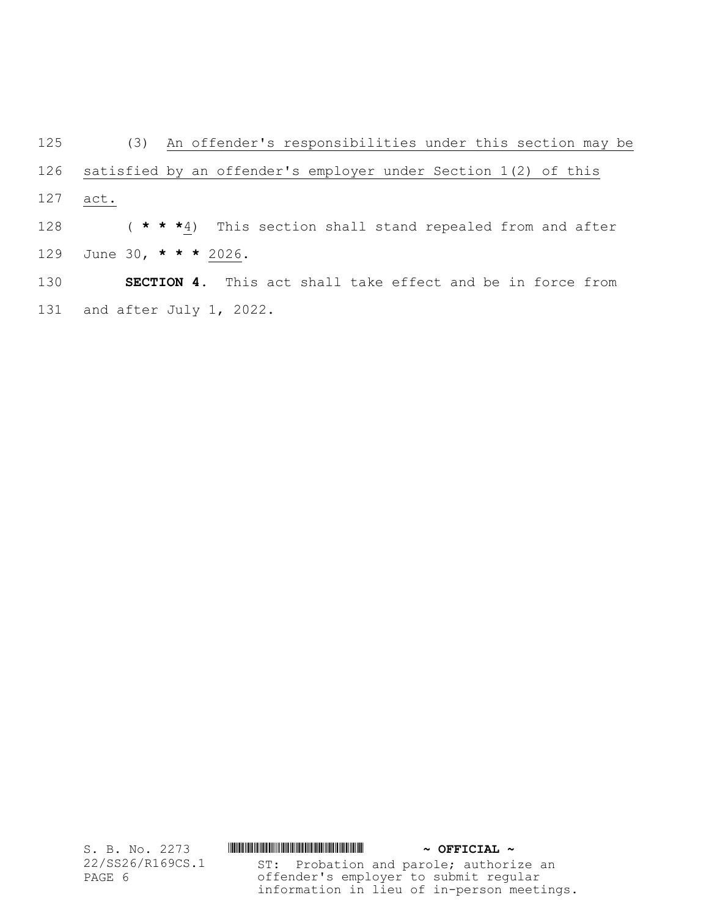(3) An offender's responsibilities under this section may be satisfied by an offender's employer under Section 1(2) of this act.

( **\* \* \***4) This section shall stand repealed from and after June 30, **\* \* \*** 2026.

**SECTION 4.** This act shall take effect and be in force from and after July 1, 2022.